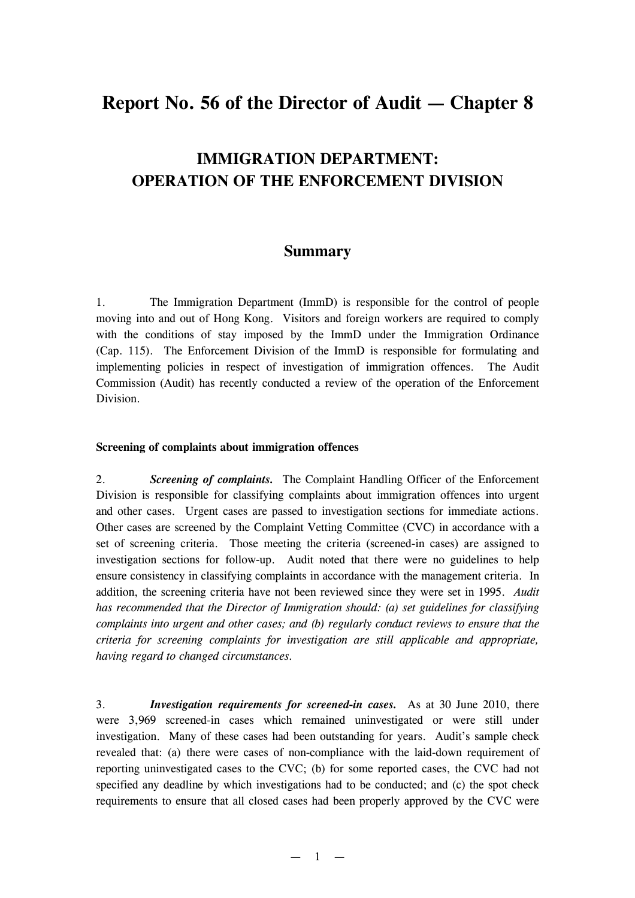# Report No. 56 of the Director of Audit — Chapter 8

## IMMIGRATION DEPARTMENT: OPERATION OF THE ENFORCEMENT DIVISION

### Summary

1. The Immigration Department (ImmD) is responsible for the control of people moving into and out of Hong Kong. Visitors and foreign workers are required to comply with the conditions of stay imposed by the ImmD under the Immigration Ordinance (Cap. 115). The Enforcement Division of the ImmD is responsible for formulating and implementing policies in respect of investigation of immigration offences. The Audit Commission (Audit) has recently conducted a review of the operation of the Enforcement Division.

**Screening of complaints about immigration offences**

2. ***Screening of complaints.*** The Complaint Handling Officer of the Enforcement Division is responsible for classifying complaints about immigration offences into urgent and other cases. Urgent cases are passed to investigation sections for immediate actions. Other cases are screened by the Complaint Vetting Committee (CVC) in accordance with a set of screening criteria. Those meeting the criteria (screened-in cases) are assigned to investigation sections for follow-up. Audit noted that there were no guidelines to help ensure consistency in classifying complaints in accordance with the management criteria. In addition, the screening criteria have not been reviewed since they were set in 1995. *Audit has recommended that the Director of Immigration should: (a) set guidelines for classifying complaints into urgent and other cases; and (b) regularly conduct reviews to ensure that the criteria for screening complaints for investigation are still applicable and appropriate, having regard to changed circumstances.*

3. ***Investigation requirements for screened-in cases.*** As at 30 June 2010, there were 3,969 screened-in cases which remained uninvestigated or were still under investigation. Many of these cases had been outstanding for years. Audit's sample check revealed that: (a) there were cases of non-compliance with the laid-down requirement of reporting uninvestigated cases to the CVC; (b) for some reported cases, the CVC had not specified any deadline by which investigations had to be conducted; and (c) the spot check requirements to ensure that all closed cases had been properly approved by the CVC were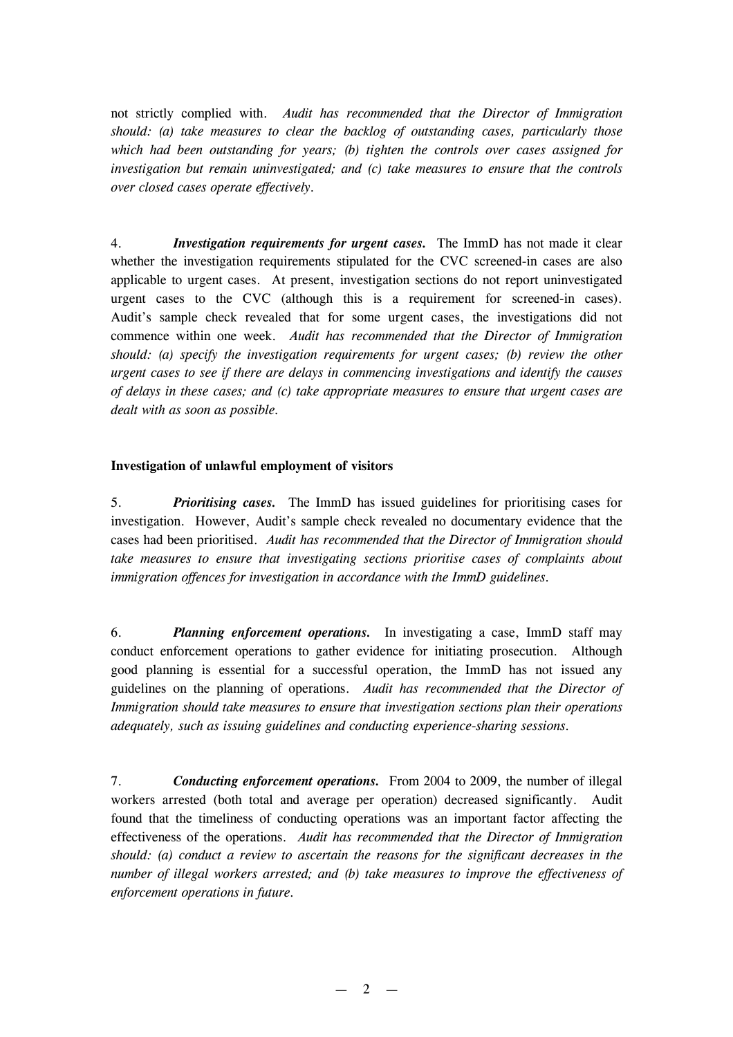not strictly complied with. *Audit has recommended that the Director of Immigration should: (a) take measures to clear the backlog of outstanding cases, particularly those which had been outstanding for years; (b) tighten the controls over cases assigned for investigation but remain uninvestigated; and (c) take measures to ensure that the controls over closed cases operate effectively.*

4. ***Investigation requirements for urgent cases.*** The ImmD has not made it clear whether the investigation requirements stipulated for the CVC screened-in cases are also applicable to urgent cases. At present, investigation sections do not report uninvestigated urgent cases to the CVC (although this is a requirement for screened-in cases). Audit's sample check revealed that for some urgent cases, the investigations did not commence within one week. *Audit has recommended that the Director of Immigration should: (a) specify the investigation requirements for urgent cases; (b) review the other urgent cases to see if there are delays in commencing investigations and identify the causes of delays in these cases; and (c) take appropriate measures to ensure that urgent cases are dealt with as soon as possible.*

**Investigation of unlawful employment of visitors**

5. ***Prioritising cases.*** The ImmD has issued guidelines for prioritising cases for investigation. However, Audit's sample check revealed no documentary evidence that the cases had been prioritised. *Audit has recommended that the Director of Immigration should take measures to ensure that investigating sections prioritise cases of complaints about immigration offences for investigation in accordance with the ImmD guidelines.*

6. ***Planning enforcement operations.*** In investigating a case, ImmD staff may conduct enforcement operations to gather evidence for initiating prosecution. Although good planning is essential for a successful operation, the ImmD has not issued any guidelines on the planning of operations. *Audit has recommended that the Director of Immigration should take measures to ensure that investigation sections plan their operations adequately, such as issuing guidelines and conducting experience-sharing sessions.*

7. ***Conducting enforcement operations.*** From 2004 to 2009, the number of illegal workers arrested (both total and average per operation) decreased significantly. Audit found that the timeliness of conducting operations was an important factor affecting the effectiveness of the operations. *Audit has recommended that the Director of Immigration should: (a) conduct a review to ascertain the reasons for the significant decreases in the number of illegal workers arrested; and (b) take measures to improve the effectiveness of enforcement operations in future.*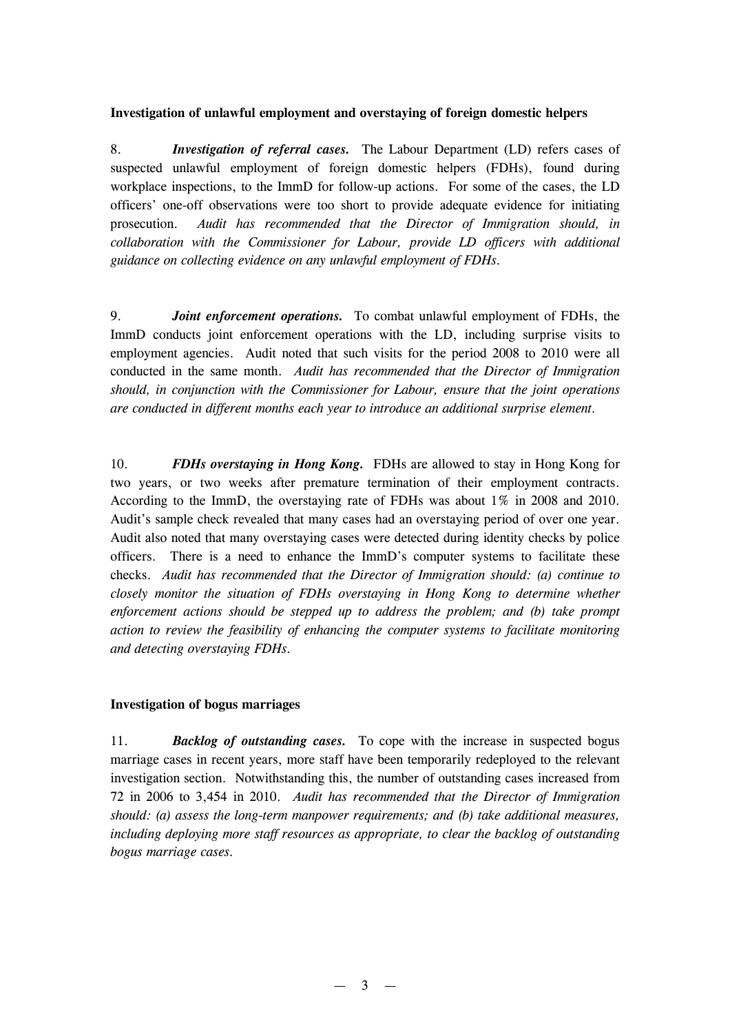**Investigation of unlawful employment and overstaying of foreign domestic helpers**

8. ***Investigation of referral cases.*** The Labour Department (LD) refers cases of suspected unlawful employment of foreign domestic helpers (FDHs), found during workplace inspections, to the ImmD for follow-up actions. For some of the cases, the LD officers' one-off observations were too short to provide adequate evidence for initiating prosecution. *Audit has recommended that the Director of Immigration should, in collaboration with the Commissioner for Labour, provide LD officers with additional guidance on collecting evidence on any unlawful employment of FDHs.*

9. ***Joint enforcement operations.*** To combat unlawful employment of FDHs, the ImmD conducts joint enforcement operations with the LD, including surprise visits to employment agencies. Audit noted that such visits for the period 2008 to 2010 were all conducted in the same month. *Audit has recommended that the Director of Immigration should, in conjunction with the Commissioner for Labour, ensure that the joint operations are conducted in different months each year to introduce an additional surprise element.*

10. ***FDHs overstaying in Hong Kong.*** FDHs are allowed to stay in Hong Kong for two years, or two weeks after premature termination of their employment contracts. According to the ImmD, the overstaying rate of FDHs was about 1% in 2008 and 2010. Audit's sample check revealed that many cases had an overstaying period of over one year. Audit also noted that many overstaying cases were detected during identity checks by police officers. There is a need to enhance the ImmD's computer systems to facilitate these checks. *Audit has recommended that the Director of Immigration should: (a) continue to closely monitor the situation of FDHs overstaying in Hong Kong to determine whether enforcement actions should be stepped up to address the problem; and (b) take prompt action to review the feasibility of enhancing the computer systems to facilitate monitoring and detecting overstaying FDHs.*

**Investigation of bogus marriages**

11. ***Backlog of outstanding cases.*** To cope with the increase in suspected bogus marriage cases in recent years, more staff have been temporarily redeployed to the relevant investigation section. Notwithstanding this, the number of outstanding cases increased from 72 in 2006 to 3,454 in 2010. *Audit has recommended that the Director of Immigration should: (a) assess the long-term manpower requirements; and (b) take additional measures, including deploying more staff resources as appropriate, to clear the backlog of outstanding bogus marriage cases.*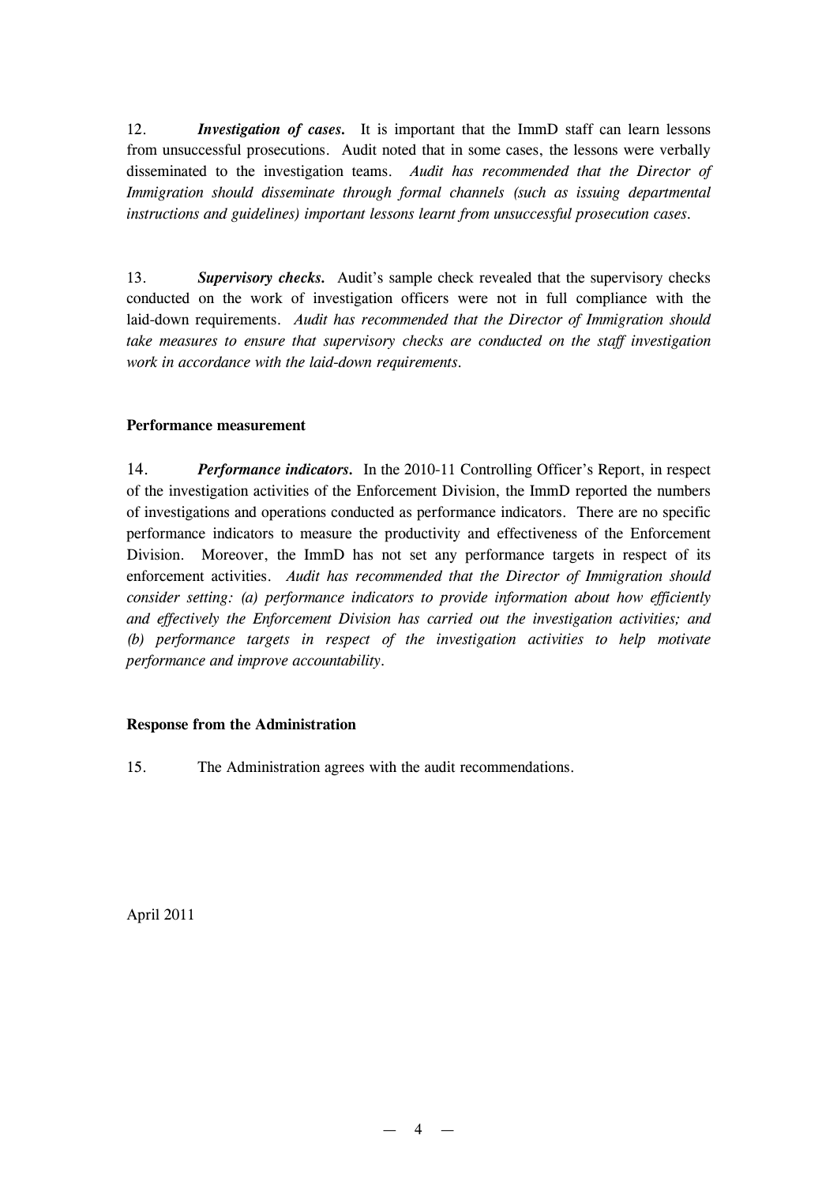12. ***Investigation of cases.*** It is important that the ImmD staff can learn lessons from unsuccessful prosecutions. Audit noted that in some cases, the lessons were verbally disseminated to the investigation teams. *Audit has recommended that the Director of Immigration should disseminate through formal channels (such as issuing departmental instructions and guidelines) important lessons learnt from unsuccessful prosecution cases.*

13. ***Supervisory checks.*** Audit's sample check revealed that the supervisory checks conducted on the work of investigation officers were not in full compliance with the laid-down requirements. *Audit has recommended that the Director of Immigration should take measures to ensure that supervisory checks are conducted on the staff investigation work in accordance with the laid-down requirements.*

**Performance measurement**

14. ***Performance indicators.*** In the 2010-11 Controlling Officer's Report, in respect of the investigation activities of the Enforcement Division, the ImmD reported the numbers of investigations and operations conducted as performance indicators. There are no specific performance indicators to measure the productivity and effectiveness of the Enforcement Division. Moreover, the ImmD has not set any performance targets in respect of its enforcement activities. *Audit has recommended that the Director of Immigration should consider setting: (a) performance indicators to provide information about how efficiently and effectively the Enforcement Division has carried out the investigation activities; and (b) performance targets in respect of the investigation activities to help motivate performance and improve accountability.*

**Response from the Administration**

15. The Administration agrees with the audit recommendations.

April 2011